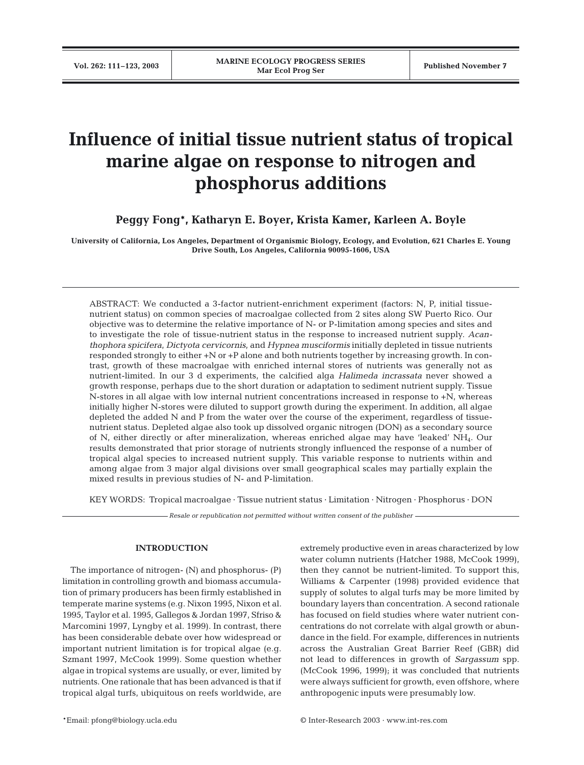# Influence of initial tissue nutrient status of tropical marine algae on response to nitrogen and phosphorus additions

**Peggy Fong\*, Katharyn E. Boyer, Krista Kamer, Karleen A. Boyle**

**University of California, Los Angeles, Department of Organismic Biology, Ecology, and Evolution, 621 Charles E. Young Drive South, Los Angeles, California 90095-1606, USA**

ABSTRACT: We conducted a 3-factor nutrient-enrichment experiment (factors: N, P, initial tissue-nutrient status) on common species of macroalgae collected from 2 sites along SW Puerto Rico. Our objective was to determine the relative importance of N- or P-limitation among species and sites and to investigate the role of tissue-nutrient status in the response to increased nutrient supply. *Acanthophora spicifera*, *Dictyota cervicornis*, and *Hypnea musciformis* initially depleted in tissue nutrients responded strongly to either +N or +P alone and both nutrients together by increasing growth. In contrast, growth of these macroalgae with enriched internal stores of nutrients was generally not as nutrient-limited. In our 3 d experiments, the calcified alga *Halimeda incrassata* never showed a growth response, perhaps due to the short duration or adaptation to sediment nutrient supply. Tissue N-stores in all algae with low internal nutrient concentrations increased in response to +N, whereas initially higher N-stores were diluted to support growth during the experiment. In addition, all algae depleted the added N and P from the water over the course of the experiment, regardless of tissue-nutrient status. Depleted algae also took up dissolved organic nitrogen (DON) as a secondary source of N, either directly or after mineralization, whereas enriched algae may have 'leaked' $NH_4$. Our results demonstrated that prior storage of nutrients strongly influenced the response of a number of tropical algal species to increased nutrient supply. This variable response to nutrients within and among algae from 3 major algal divisions over small geographical scales may partially explain the mixed results in previous studies of N- and P-limitation.

KEY WORDS: Tropical macroalgae · Tissue nutrient status · Limitation · Nitrogen · Phosphorus · DON

*Resale or republication not permitted without written consent of the publisher*

## INTRODUCTION

The importance of nitrogen- (N) and phosphorus- (P) limitation in controlling growth and biomass accumulation of primary producers has been firmly established in temperate marine systems (e.g. Nixon 1995, Nixon et al. 1995, Taylor et al. 1995, Gallegos & Jordan 1997, Sfriso & Marcomini 1997, Lyngby et al. 1999). In contrast, there has been considerable debate over how widespread or important nutrient limitation is for tropical algae (e.g. Szmant 1997, McCook 1999). Some question whether algae in tropical systems are usually, or ever, limited by nutrients. One rationale that has been advanced is that if tropical algal turfs, ubiquitous on reefs worldwide, are extremely productive even in areas characterized by low water column nutrients (Hatcher 1988, McCook 1999), then they cannot be nutrient-limited. To support this, Williams & Carpenter (1998) provided evidence that supply of solutes to algal turfs may be more limited by boundary layers than concentration. A second rationale has focused on field studies where water nutrient concentrations do not correlate with algal growth or abundance in the field. For example, differences in nutrients across the Australian Great Barrier Reef (GBR) did not lead to differences in growth of *Sargassum* spp. (McCook 1996, 1999); it was concluded that nutrients were always sufficient for growth, even offshore, where anthropogenic inputs were presumably low.

\*Email: pfong@biology.ucla.edu

© Inter-Research 2003 · www.int-res.com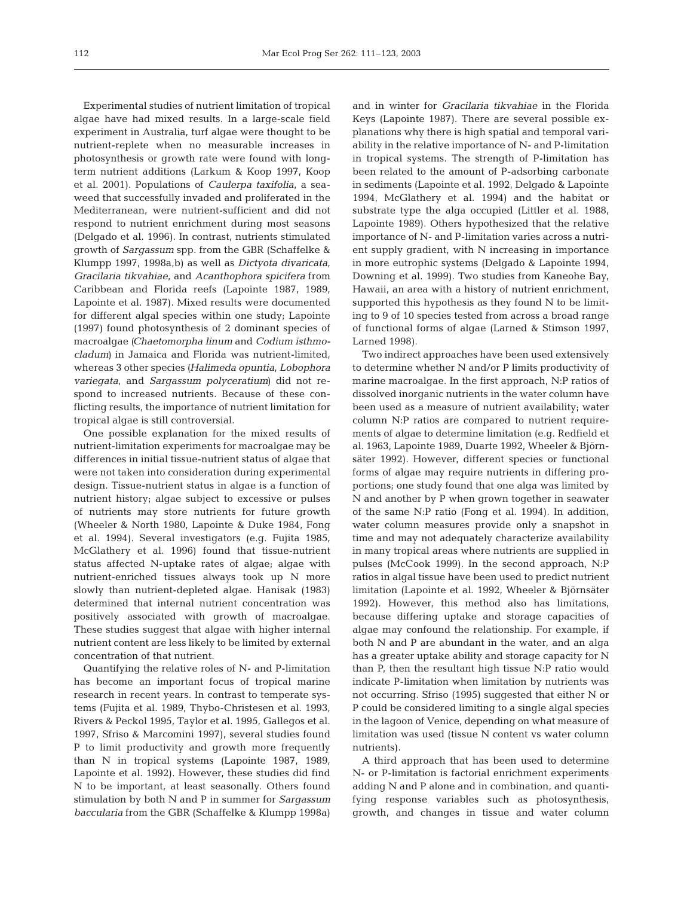Experimental studies of nutrient limitation of tropical algae have had mixed results. In a large-scale field experiment in Australia, turf algae were thought to be nutrient-replete when no measurable increases in photosynthesis or growth rate were found with long-term nutrient additions (Larkum & Koop 1997, Koop et al. 2001). Populations of *Caulerpa taxifolia*, a seaweed that successfully invaded and proliferated in the Mediterranean, were nutrient-sufficient and did not respond to nutrient enrichment during most seasons (Delgado et al. 1996). In contrast, nutrients stimulated growth of *Sargassum* spp. from the GBR (Schaffelke & Klumpp 1997, 1998a,b) as well as *Dictyota divaricata*, *Gracilaria tikvahiae*, and *Acanthophora spicifera* from Caribbean and Florida reefs (Lapointe 1987, 1989, Lapointe et al. 1987). Mixed results were documented for different algal species within one study; Lapointe (1997) found photosynthesis of 2 dominant species of macroalgae (*Chaetomorpha linum* and *Codium isthmocladum*) in Jamaica and Florida was nutrient-limited, whereas 3 other species (*Halimeda opuntia*, *Lobophora variegata*, and *Sargassum polyceratium*) did not respond to increased nutrients. Because of these conflicting results, the importance of nutrient limitation for tropical algae is still controversial.

One possible explanation for the mixed results of nutrient-limitation experiments for macroalgae may be differences in initial tissue-nutrient status of algae that were not taken into consideration during experimental design. Tissue-nutrient status in algae is a function of nutrient history; algae subject to excessive or pulses of nutrients may store nutrients for future growth (Wheeler & North 1980, Lapointe & Duke 1984, Fong et al. 1994). Several investigators (e.g. Fujita 1985, McGlathery et al. 1996) found that tissue-nutrient status affected N-uptake rates of algae; algae with nutrient-enriched tissues always took up N more slowly than nutrient-depleted algae. Hanisak (1983) determined that internal nutrient concentration was positively associated with growth of macroalgae. These studies suggest that algae with higher internal nutrient content are less likely to be limited by external concentration of that nutrient.

Quantifying the relative roles of N- and P-limitation has become an important focus of tropical marine research in recent years. In contrast to temperate systems (Fujita et al. 1989, Thybo-Christesen et al. 1993, Rivers & Peckol 1995, Taylor et al. 1995, Gallegos et al. 1997, Sfriso & Marcomini 1997), several studies found P to limit productivity and growth more frequently than N in tropical systems (Lapointe 1987, 1989, Lapointe et al. 1992). However, these studies did find N to be important, at least seasonally. Others found stimulation by both N and P in summer for *Sargassum baccularia* from the GBR (Schaffelke & Klumpp 1998a) and in winter for *Gracilaria tikvahiae* in the Florida Keys (Lapointe 1987). There are several possible explanations why there is high spatial and temporal variability in the relative importance of N- and P-limitation in tropical systems. The strength of P-limitation has been related to the amount of P-adsorbing carbonate in sediments (Lapointe et al. 1992, Delgado & Lapointe 1994, McGlathery et al. 1994) and the habitat or substrate type the alga occupied (Littler et al. 1988, Lapointe 1989). Others hypothesized that the relative importance of N- and P-limitation varies across a nutrient supply gradient, with N increasing in importance in more eutrophic systems (Delgado & Lapointe 1994, Downing et al. 1999). Two studies from Kaneohe Bay, Hawaii, an area with a history of nutrient enrichment, supported this hypothesis as they found N to be limiting to 9 of 10 species tested from across a broad range of functional forms of algae (Larned & Stimson 1997, Larned 1998).

Two indirect approaches have been used extensively to determine whether N and/or P limits productivity of marine macroalgae. In the first approach, N:P ratios of dissolved inorganic nutrients in the water column have been used as a measure of nutrient availability; water column N:P ratios are compared to nutrient requirements of algae to determine limitation (e.g. Redfield et al. 1963, Lapointe 1989, Duarte 1992, Wheeler & Björnsäter 1992). However, different species or functional forms of algae may require nutrients in differing proportions; one study found that one alga was limited by N and another by P when grown together in seawater of the same N:P ratio (Fong et al. 1994). In addition, water column measures provide only a snapshot in time and may not adequately characterize availability in many tropical areas where nutrients are supplied in pulses (McCook 1999). In the second approach, N:P ratios in algal tissue have been used to predict nutrient limitation (Lapointe et al. 1992, Wheeler & Björnsäter 1992). However, this method also has limitations, because differing uptake and storage capacities of algae may confound the relationship. For example, if both N and P are abundant in the water, and an alga has a greater uptake ability and storage capacity for N than P, then the resultant high tissue N:P ratio would indicate P-limitation when limitation by nutrients was not occurring. Sfriso (1995) suggested that either N or P could be considered limiting to a single algal species in the lagoon of Venice, depending on what measure of limitation was used (tissue N content vs water column nutrients).

A third approach that has been used to determine N- or P-limitation is factorial enrichment experiments adding N and P alone and in combination, and quantifying response variables such as photosynthesis, growth, and changes in tissue and water column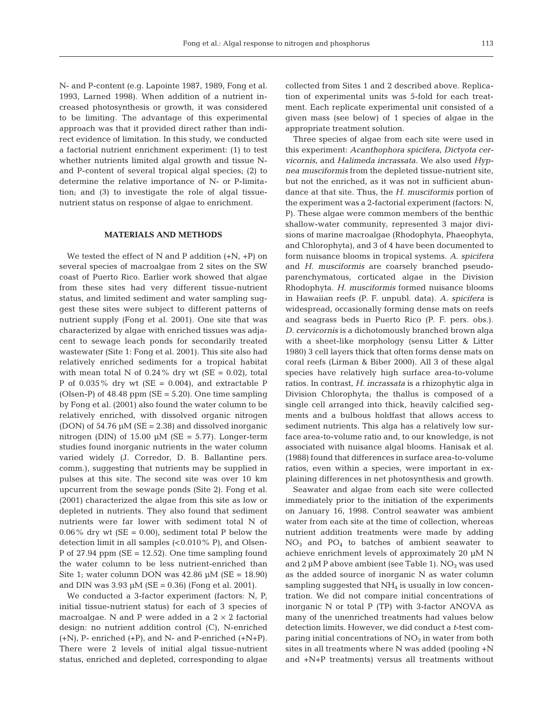N- and P-content (e.g. Lapointe 1987, 1989, Fong et al. 1993, Larned 1998). When addition of a nutrient increased photosynthesis or growth, it was considered to be limiting. The advantage of this experimental approach was that it provided direct rather than indirect evidence of limitation. In this study, we conducted a factorial nutrient enrichment experiment: (1) to test whether nutrients limited algal growth and tissue N- and P-content of several tropical algal species; (2) to determine the relative importance of N- or P-limitation; and (3) to investigate the role of algal tissue-nutrient status on response of algae to enrichment.

## MATERIALS AND METHODS

We tested the effect of N and P addition (+N, +P) on several species of macroalgae from 2 sites on the SW coast of Puerto Rico. Earlier work showed that algae from these sites had very different tissue-nutrient status, and limited sediment and water sampling suggest these sites were subject to different patterns of nutrient supply (Fong et al. 2001). One site that was characterized by algae with enriched tissues was adjacent to sewage leach ponds for secondarily treated wastewater (Site 1: Fong et al. 2001). This site also had relatively enriched sediments for a tropical habitat with mean total N of 0.24% dry wt (SE = 0.02), total P of 0.035% dry wt (SE = 0.004), and extractable P (Olsen-P) of 48.48 ppm (SE = 5.20). One time sampling by Fong et al. (2001) also found the water column to be relatively enriched, with dissolved organic nitrogen (DON) of 54.76 µM (SE = 2.38) and dissolved inorganic nitrogen (DIN) of 15.00 µM (SE = 5.77). Longer-term studies found inorganic nutrients in the water column varied widely (J. Corredor, D. B. Ballantine pers. comm.), suggesting that nutrients may be supplied in pulses at this site. The second site was over 10 km upcurrent from the sewage ponds (Site 2). Fong et al. (2001) characterized the algae from this site as low or depleted in nutrients. They also found that sediment nutrients were far lower with sediment total N of 0.06% dry wt (SE = 0.00), sediment total P below the detection limit in all samples (<0.010% P), and Olsen-P of 27.94 ppm (SE = 12.52). One time sampling found the water column to be less nutrient-enriched than Site 1; water column DON was 42.86 µM (SE = 18.90) and DIN was 3.93 µM (SE = 0.36) (Fong et al. 2001).

We conducted a 3-factor experiment (factors: N, P, initial tissue-nutrient status) for each of 3 species of macroalgae. N and P were added in a $2 \times 2$ factorial design: no nutrient addition control (C), N-enriched (+N), P- enriched (+P), and N- and P-enriched (+N+P). There were 2 levels of initial algal tissue-nutrient status, enriched and depleted, corresponding to algae collected from Sites 1 and 2 described above. Replication of experimental units was 5-fold for each treatment. Each replicate experimental unit consisted of a given mass (see below) of 1 species of algae in the appropriate treatment solution.

Three species of algae from each site were used in this experiment: *Acanthophora spicifera*, *Dictyota cervicornis*, and *Halimeda incrassata*. We also used *Hypnea musciformis* from the depleted tissue-nutrient site, but not the enriched, as it was not in sufficient abundance at that site. Thus, the *H. musciformis* portion of the experiment was a 2-factorial experiment (factors: N, P). These algae were common members of the benthic shallow-water community, represented 3 major divisions of marine macroalgae (Rhodophyta, Phaeophyta, and Chlorophyta), and 3 of 4 have been documented to form nuisance blooms in tropical systems. *A. spicifera* and *H. musciformis* are coarsely branched pseudoparenchymatous, corticated algae in the Division Rhodophyta. *H. musciformis* formed nuisance blooms in Hawaiian reefs (P. F. unpubl. data). *A. spicifera* is widespread, occasionally forming dense mats on reefs and seagrass beds in Puerto Rico (P. F. pers. obs.). *D. cervicornis* is a dichotomously branched brown alga with a sheet-like morphology (sensu Litter & Litter 1980) 3 cell layers thick that often forms dense mats on coral reefs (Lirman & Biber 2000). All 3 of these algal species have relatively high surface area-to-volume ratios. In contrast, *H. incrassata* is a rhizophytic alga in Division Chlorophyta; the thallus is composed of a single cell arranged into thick, heavily calcified segments and a bulbous holdfast that allows access to sediment nutrients. This alga has a relatively low surface area-to-volume ratio and, to our knowledge, is not associated with nuisance algal blooms. Hanisak et al. (1988) found that differences in surface area-to-volume ratios, even within a species, were important in explaining differences in net photosynthesis and growth.

Seawater and algae from each site were collected immediately prior to the initiation of the experiments on January 16, 1998. Control seawater was ambient water from each site at the time of collection, whereas nutrient addition treatments were made by adding $NO_3$ and $PO_4$ to batches of ambient seawater to achieve enrichment levels of approximately 20 µM N and 2 µM P above ambient (see Table 1). $NO_3$ was used as the added source of inorganic N as water column sampling suggested that $NH_4$ is usually in low concentration. We did not compare initial concentrations of inorganic N or total P (TP) with 3-factor ANOVA as many of the unenriched treatments had values below detection limits. However, we did conduct a *t*-test comparing initial concentrations of $NO_3$ in water from both sites in all treatments where N was added (pooling +N and +N+P treatments) versus all treatments without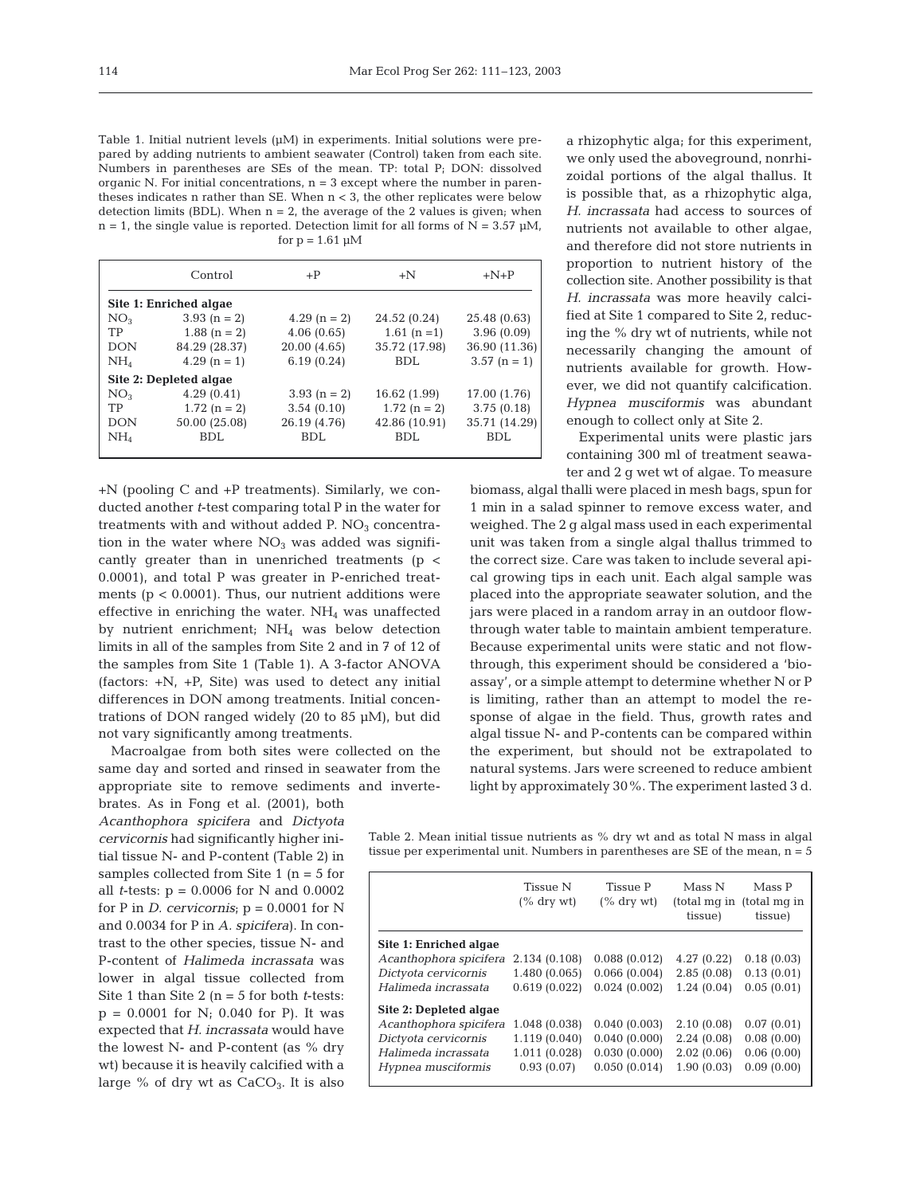Table 1. Initial nutrient levels (µM) in experiments. Initial solutions were prepared by adding nutrients to ambient seawater (Control) taken from each site. Numbers in parentheses are SEs of the mean. TP: total P; DON: dissolved organic N. For initial concentrations, n = 3 except where the number in parentheses indicates n rather than SE. When n < 3, the other replicates were below detection limits (BDL). When n = 2, the average of the 2 values is given; when n = 1, the single value is reported. Detection limit for all forms of N = 3.57 µM, for p = 1.61 µM

| | Control | +P | +N | +N+P |
|---|---|---|---|---|
| **Site 1: Enriched algae** | | | | |
| $NO_3$ | 3.93 (n = 2) | 4.29 (n = 2) | 24.52 (0.24) | 25.48 (0.63) |
| TP | 1.88 (n = 2) | 4.06 (0.65) | 1.61 (n =1) | 3.96 (0.09) |
| DON | 84.29 (28.37) | 20.00 (4.65) | 35.72 (17.98) | 36.90 (11.36) |
| $NH_4$ | 4.29 (n = 1) | 6.19 (0.24) | BDL | 3.57 (n = 1) |
| **Site 2: Depleted algae** | | | | |
| $NO_3$ | 4.29 (0.41) | 3.93 (n = 2) | 16.62 (1.99) | 17.00 (1.76) |
| TP | 1.72 (n = 2) | 3.54 (0.10) | 1.72 (n = 2) | 3.75 (0.18) |
| DON | 50.00 (25.08) | 26.19 (4.76) | 42.86 (10.91) | 35.71 (14.29) |
| $NH_4$ | BDL | BDL | BDL | BDL |

+N (pooling C and +P treatments). Similarly, we conducted another *t*-test comparing total P in the water for treatments with and without added P. $NO_3$ concentration in the water where $NO_3$ was added was significantly greater than in unenriched treatments ($p < 0.0001$), and total P was greater in P-enriched treatments ($p < 0.0001$). Thus, our nutrient additions were effective in enriching the water. $NH_4$ was unaffected by nutrient enrichment; $NH_4$ was below detection limits in all of the samples from Site 2 and in 7 of 12 of the samples from Site 1 (Table 1). A 3-factor ANOVA (factors: +N, +P, Site) was used to detect any initial differences in DON among treatments. Initial concentrations of DON ranged widely (20 to 85 µM), but did not vary significantly among treatments.

Macroalgae from both sites were collected on the same day and sorted and rinsed in seawater from the appropriate site to remove sediments and invertebrates. As in Fong et al. (2001), both *Acanthophora spicifera* and *Dictyota cervicornis* had significantly higher initial tissue N- and P-content (Table 2) in samples collected from Site 1 (n = 5 for all *t*-tests: $p = 0.0006$ for N and 0.0002 for P in *D. cervicornis*; $p = 0.0001$ for N and 0.0034 for P in *A. spicifera*). In contrast to the other species, tissue N- and P-content of *Halimeda incrassata* was lower in algal tissue collected from Site 1 than Site 2 (n = 5 for both *t*-tests: $p = 0.0001$ for N; 0.040 for P). It was expected that *H. incrassata* would have the lowest N- and P-content (as % dry wt) because it is heavily calcified with a large % of dry wt as $CaCO_3$. It is also a rhizophytic alga; for this experiment, we only used the aboveground, nonrhizoidal portions of the algal thallus. It is possible that, as a rhizophytic alga, *H. incrassata* had access to sources of nutrients not available to other algae, and therefore did not store nutrients in proportion to nutrient history of the collection site. Another possibility is that *H. incrassata* was more heavily calcified at Site 1 compared to Site 2, reducing the % dry wt of nutrients, while not necessarily changing the amount of nutrients available for growth. However, we did not quantify calcification. *Hypnea musciformis* was abundant enough to collect only at Site 2.

Experimental units were plastic jars containing 300 ml of treatment seawater and 2 g wet wt of algae. To measure biomass, algal thalli were placed in mesh bags, spun for 1 min in a salad spinner to remove excess water, and weighed. The 2 g algal mass used in each experimental unit was taken from a single algal thallus trimmed to the correct size. Care was taken to include several apical growing tips in each unit. Each algal sample was placed into the appropriate seawater solution, and the jars were placed in a random array in an outdoor flow-through water table to maintain ambient temperature. Because experimental units were static and not flow-through, this experiment should be considered a 'bioassay', or a simple attempt to determine whether N or P is limiting, rather than an attempt to model the response of algae in the field. Thus, growth rates and algal tissue N- and P-contents can be compared within the experiment, but should not be extrapolated to natural systems. Jars were screened to reduce ambient light by approximately 30%. The experiment lasted 3 d.

Table 2. Mean initial tissue nutrients as % dry wt and as total N mass in algal tissue per experimental unit. Numbers in parentheses are SE of the mean, n = 5

| | Tissue N (% dry wt) | Tissue P (% dry wt) | Mass N (total mg in tissue) | Mass P (total mg in tissue) |
|---|---|---|---|---|
| **Site 1: Enriched algae** | | | | |
| *Acanthophora spicifera* | 2.134 (0.108) | 0.088 (0.012) | 4.27 (0.22) | 0.18 (0.03) |
| *Dictyota cervicornis* | 1.480 (0.065) | 0.066 (0.004) | 2.85 (0.08) | 0.13 (0.01) |
| *Halimeda incrassata* | 0.619 (0.022) | 0.024 (0.002) | 1.24 (0.04) | 0.05 (0.01) |
| **Site 2: Depleted algae** | | | | |
| *Acanthophora spicifera* | 1.048 (0.038) | 0.040 (0.003) | 2.10 (0.08) | 0.07 (0.01) |
| *Dictyota cervicornis* | 1.119 (0.040) | 0.040 (0.000) | 2.24 (0.08) | 0.08 (0.00) |
| *Halimeda incrassata* | 1.011 (0.028) | 0.030 (0.000) | 2.02 (0.06) | 0.06 (0.00) |
| *Hypnea musciformis* | 0.93 (0.07) | 0.050 (0.014) | 1.90 (0.03) | 0.09 (0.00) |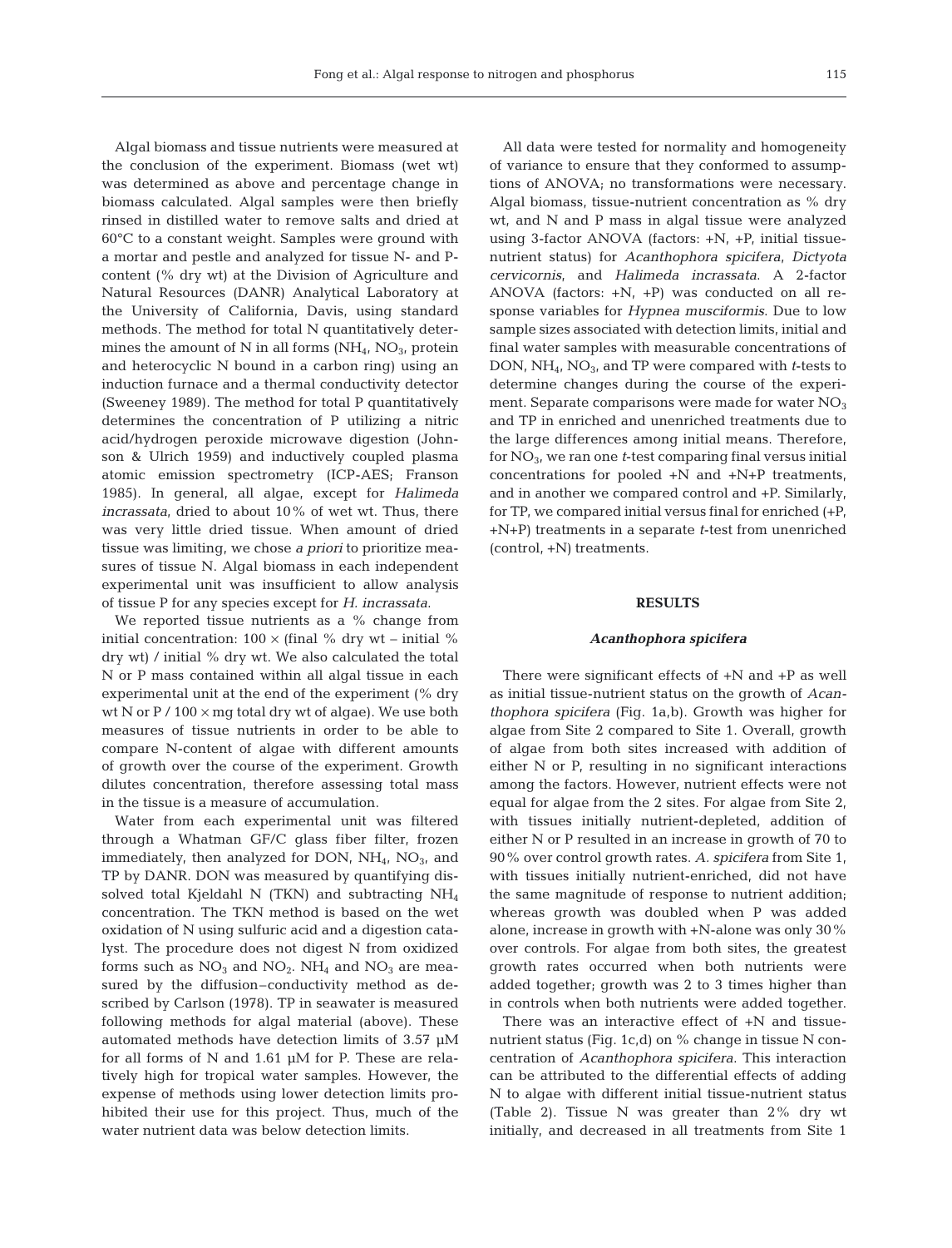Algal biomass and tissue nutrients were measured at the conclusion of the experiment. Biomass (wet wt) was determined as above and percentage change in biomass calculated. Algal samples were then briefly rinsed in distilled water to remove salts and dried at 60°C to a constant weight. Samples were ground with a mortar and pestle and analyzed for tissue N- and P-content (% dry wt) at the Division of Agriculture and Natural Resources (DANR) Analytical Laboratory at the University of California, Davis, using standard methods. The method for total N quantitatively determines the amount of N in all forms ($NH_4$, $NO_3$, protein and heterocyclic N bound in a carbon ring) using an induction furnace and a thermal conductivity detector (Sweeney 1989). The method for total P quantitatively determines the concentration of P utilizing a nitric acid/hydrogen peroxide microwave digestion (Johnson & Ulrich 1959) and inductively coupled plasma atomic emission spectrometry (ICP-AES; Franson 1985). In general, all algae, except for *Halimeda incrassata*, dried to about 10% of wet wt. Thus, there was very little dried tissue. When amount of dried tissue was limiting, we chose *a priori* to prioritize measures of tissue N. Algal biomass in each independent experimental unit was insufficient to allow analysis of tissue P for any species except for *H. incrassata*.

We reported tissue nutrients as a % change from initial concentration: $100 \times$ (final % dry wt – initial % dry wt) / initial % dry wt. We also calculated the total N or P mass contained within all algal tissue in each experimental unit at the end of the experiment (% dry wt N or P / $100 \times$ mg total dry wt of algae). We use both measures of tissue nutrients in order to be able to compare N-content of algae with different amounts of growth over the course of the experiment. Growth dilutes concentration, therefore assessing total mass in the tissue is a measure of accumulation.

Water from each experimental unit was filtered through a Whatman GF/C glass fiber filter, frozen immediately, then analyzed for DON, $NH_4$, $NO_3$, and TP by DANR. DON was measured by quantifying dissolved total Kjeldahl N (TKN) and subtracting $NH_4$ concentration. The TKN method is based on the wet oxidation of N using sulfuric acid and a digestion catalyst. The procedure does not digest N from oxidized forms such as $NO_3$ and $NO_2$. $NH_4$ and $NO_3$ are measured by the diffusion–conductivity method as described by Carlson (1978). TP in seawater is measured following methods for algal material (above). These automated methods have detection limits of 3.57 µM for all forms of N and 1.61 µM for P. These are relatively high for tropical water samples. However, the expense of methods using lower detection limits prohibited their use for this project. Thus, much of the water nutrient data was below detection limits.

All data were tested for normality and homogeneity of variance to ensure that they conformed to assumptions of ANOVA; no transformations were necessary. Algal biomass, tissue-nutrient concentration as % dry wt, and N and P mass in algal tissue were analyzed using 3-factor ANOVA (factors: +N, +P, initial tissue-nutrient status) for *Acanthophora spicifera*, *Dictyota cervicornis*, and *Halimeda incrassata*. A 2-factor ANOVA (factors: +N, +P) was conducted on all response variables for *Hypnea musciformis*. Due to low sample sizes associated with detection limits, initial and final water samples with measurable concentrations of DON, $NH_4$, $NO_3$, and TP were compared with *t*-tests to determine changes during the course of the experiment. Separate comparisons were made for water $NO_3$ and TP in enriched and unenriched treatments due to the large differences among initial means. Therefore, for $NO_3$, we ran one *t*-test comparing final versus initial concentrations for pooled +N and +N+P treatments, and in another we compared control and +P. Similarly, for TP, we compared initial versus final for enriched (+P, +N+P) treatments in a separate *t*-test from unenriched (control, +N) treatments.

## RESULTS

### *Acanthophora spicifera*

There were significant effects of +N and +P as well as initial tissue-nutrient status on the growth of *Acanthophora spicifera* (Fig. 1a,b). Growth was higher for algae from Site 2 compared to Site 1. Overall, growth of algae from both sites increased with addition of either N or P, resulting in no significant interactions among the factors. However, nutrient effects were not equal for algae from the 2 sites. For algae from Site 2, with tissues initially nutrient-depleted, addition of either N or P resulted in an increase in growth of 70 to 90% over control growth rates. *A. spicifera* from Site 1, with tissues initially nutrient-enriched, did not have the same magnitude of response to nutrient addition; whereas growth was doubled when P was added alone, increase in growth with +N-alone was only 30% over controls. For algae from both sites, the greatest growth rates occurred when both nutrients were added together; growth was 2 to 3 times higher than in controls when both nutrients were added together.

There was an interactive effect of +N and tissue-nutrient status (Fig. 1c,d) on % change in tissue N concentration of *Acanthophora spicifera*. This interaction can be attributed to the differential effects of adding N to algae with different initial tissue-nutrient status (Table 2). Tissue N was greater than 2% dry wt initially, and decreased in all treatments from Site 1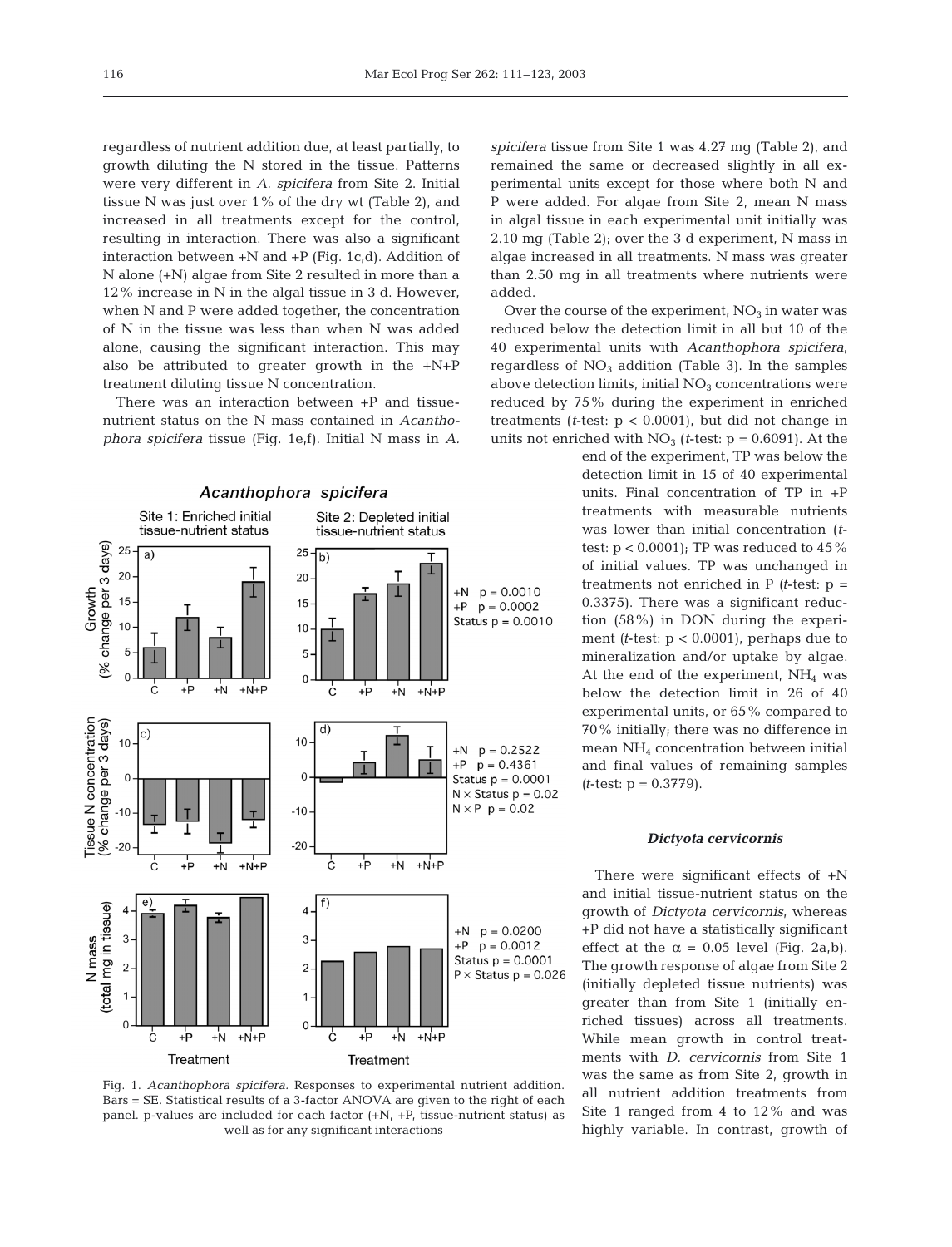regardless of nutrient addition due, at least partially, to growth diluting the N stored in the tissue. Patterns were very different in *A. spicifera* from Site 2. Initial tissue N was just over 1% of the dry wt (Table 2), and increased in all treatments except for the control, resulting in interaction. There was also a significant interaction between +N and +P (Fig. 1c,d). Addition of N alone (+N) algae from Site 2 resulted in more than a 12% increase in N in the algal tissue in 3 d. However, when N and P were added together, the concentration of N in the tissue was less than when N was added alone, causing the significant interaction. This may also be attributed to greater growth in the +N+P treatment diluting tissue N concentration.

There was an interaction between +P and tissue-nutrient status on the N mass contained in *Acanthophora spicifera* tissue (Fig. 1e,f). Initial N mass in *A. spicifera* tissue from Site 1 was 4.27 mg (Table 2), and remained the same or decreased slightly in all experimental units except for those where both N and P were added. For algae from Site 2, mean N mass in algal tissue in each experimental unit initially was 2.10 mg (Table 2); over the 3 d experiment, N mass in algae increased in all treatments. N mass was greater than 2.50 mg in all treatments where nutrients were added.

Over the course of the experiment, $NO_3$ in water was reduced below the detection limit in all but 10 of the 40 experimental units with *Acanthophora spicifera*, regardless of $NO_3$ addition (Table 3). In the samples above detection limits, initial $NO_3$ concentrations were reduced by 75% during the experiment in enriched treatments (*t*-test: $p < 0.0001$), but did not change in units not enriched with $NO_3$ (*t*-test: $p = 0.6091$). At the end of the experiment, TP was below the detection limit in 15 of 40 experimental units. Final concentration of TP in +P treatments with measurable nutrients was lower than initial concentration (*t*-test: $p < 0.0001$); TP was reduced to 45% of initial values. TP was unchanged in treatments not enriched in P (*t*-test: $p = 0.3375$). There was a significant reduction (58%) in DON during the experiment (*t*-test: $p < 0.0001$), perhaps due to mineralization and/or uptake by algae. At the end of the experiment, $NH_4$ was below the detection limit in 26 of 40 experimental units, or 65% compared to 70% initially; there was no difference in mean $NH_4$ concentration between initial and final values of remaining samples (*t*-test: $p = 0.3779$).

Fig. 1. *Acanthophora spicifera*. Responses to experimental nutrient addition. Bars = SE. Statistical results of a 3-factor ANOVA are given to the right of each panel. p-values are included for each factor (+N, +P, tissue-nutrient status) as well as for any significant interactions

### *Dictyota cervicornis*

There were significant effects of +N and initial tissue-nutrient status on the growth of *Dictyota cervicornis*, whereas +P did not have a statistically significant effect at the $\alpha = 0.05$ level (Fig. 2a,b). The growth response of algae from Site 2 (initially depleted tissue nutrients) was greater than from Site 1 (initially enriched tissues) across all treatments. While mean growth in control treatments with *D. cervicornis* from Site 1 was the same as from Site 2, growth in all nutrient addition treatments from Site 1 ranged from 4 to 12% and was highly variable. In contrast, growth of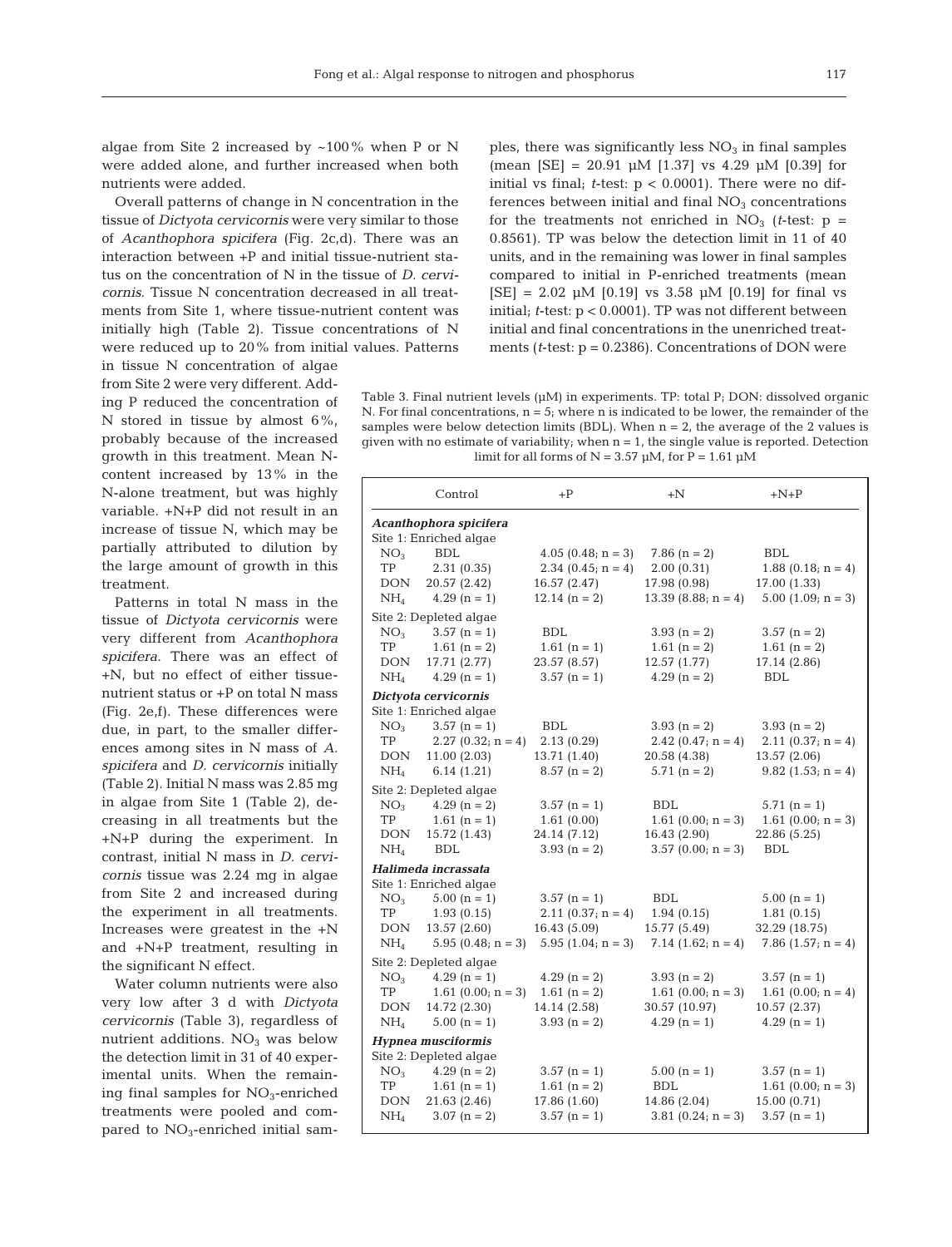algae from Site 2 increased by ~100% when P or N were added alone, and further increased when both nutrients were added.

Overall patterns of change in N concentration in the tissue of *Dictyota cervicornis* were very similar to those of *Acanthophora spicifera* (Fig. 2c,d). There was an interaction between +P and initial tissue-nutrient status on the concentration of N in the tissue of *D. cervicornis*. Tissue N concentration decreased in all treatments from Site 1, where tissue-nutrient content was initially high (Table 2). Tissue concentrations of N were reduced up to 20% from initial values. Patterns in tissue N concentration of algae from Site 2 were very different. Adding P reduced the concentration of N stored in tissue by almost 6%, probably because of the increased growth in this treatment. Mean N-content increased by 13% in the N-alone treatment, but was highly variable. +N+P did not result in an increase of tissue N, which may be partially attributed to dilution by the large amount of growth in this treatment.

Patterns in total N mass in the tissue of *Dictyota cervicornis* were very different from *Acanthophora spicifera*. There was an effect of +N, but no effect of either tissue-nutrient status or +P on total N mass (Fig. 2e,f). These differences were due, in part, to the smaller differences among sites in N mass of *A. spicifera* and *D. cervicornis* initially (Table 2). Initial N mass was 2.85 mg in algae from Site 1 (Table 2), decreasing in all treatments but the +N+P during the experiment. In contrast, initial N mass in *D. cervicornis* tissue was 2.24 mg in algae from Site 2 and increased during the experiment in all treatments. Increases were greatest in the +N and +N+P treatment, resulting in the significant N effect.

Water column nutrients were also very low after 3 d with *Dictyota cervicornis* (Table 3), regardless of nutrient additions. $NO_3$ was below the detection limit in 31 of 40 experimental units. When the remaining final samples for $NO_3$-enriched treatments were pooled and compared to $NO_3$-enriched initial samples, there was significantly less $NO_3$ in final samples (mean [SE] = 20.91 µM [1.37] vs 4.29 µM [0.39] for initial vs final; *t*-test: $p < 0.0001$). There were no differences between initial and final $NO_3$ concentrations for the treatments not enriched in $NO_3$ (*t*-test: $p = 0.8561$). TP was below the detection limit in 11 of 40 units, and in the remaining was lower in final samples compared to initial in P-enriched treatments (mean [SE] = 2.02 µM [0.19] vs 3.58 µM [0.19] for final vs initial; *t*-test: $p < 0.0001$). TP was not different between initial and final concentrations in the unenriched treatments (*t*-test: $p = 0.2386$). Concentrations of DON were

Table 3. Final nutrient levels (µM) in experiments. TP: total P; DON: dissolved organic N. For final concentrations, n = 5; where n is indicated to be lower, the remainder of the samples were below detection limits (BDL). When n = 2, the average of the 2 values is given with no estimate of variability; when n = 1, the single value is reported. Detection limit for all forms of N = 3.57 µM, for P = 1.61 µM

| | Control | +P | +N | +N+P |
|---|---|---|---|---|
| ***Acanthophora spicifera*** | | | | |
| Site 1: Enriched algae | | | | |
| $NO_3$ | BDL | 4.05 (0.48; n = 3) | 7.86 (n = 2) | BDL |
| TP | 2.31 (0.35) | 2.34 (0.45; n = 4) | 2.00 (0.31) | 1.88 (0.18; n = 4) |
| DON | 20.57 (2.42) | 16.57 (2.47) | 17.98 (0.98) | 17.00 (1.33) |
| $NH_4$ | 4.29 (n = 1) | 12.14 (n = 2) | 13.39 (8.88; n = 4) | 5.00 (1.09; n = 3) |
| Site 2: Depleted algae | | | | |
| $NO_3$ | 3.57 (n = 1) | BDL | 3.93 (n = 2) | 3.57 (n = 2) |
| TP | 1.61 (n = 2) | 1.61 (n = 1) | 1.61 (n = 2) | 1.61 (n = 2) |
| DON | 17.71 (2.77) | 23.57 (8.57) | 12.57 (1.77) | 17.14 (2.86) |
| $NH_4$ | 4.29 (n = 1) | 3.57 (n = 1) | 4.29 (n = 2) | BDL |
| ***Dictyota cervicornis*** | | | | |
| Site 1: Enriched algae | | | | |
| $NO_3$ | 3.57 (n = 1) | BDL | 3.93 (n = 2) | 3.93 (n = 2) |
| TP | 2.27 (0.32; n = 4) | 2.13 (0.29) | 2.42 (0.47; n = 4) | 2.11 (0.37; n = 4) |
| DON | 11.00 (2.03) | 13.71 (1.40) | 20.58 (4.38) | 13.57 (2.06) |
| $NH_4$ | 6.14 (1.21) | 8.57 (n = 2) | 5.71 (n = 2) | 9.82 (1.53; n = 4) |
| Site 2: Depleted algae | | | | |
| $NO_3$ | 4.29 (n = 2) | 3.57 (n = 1) | BDL | 5.71 (n = 1) |
| TP | 1.61 (n = 1) | 1.61 (0.00) | 1.61 (0.00; n = 3) | 1.61 (0.00; n = 3) |
| DON | 15.72 (1.43) | 24.14 (7.12) | 16.43 (2.90) | 22.86 (5.25) |
| $NH_4$ | BDL | 3.93 (n = 2) | 3.57 (0.00; n = 3) | BDL |
| ***Halimeda incrassata*** | | | | |
| Site 1: Enriched algae | | | | |
| $NO_3$ | 5.00 (n = 1) | 3.57 (n = 1) | BDL | 5.00 (n = 1) |
| TP | 1.93 (0.15) | 2.11 (0.37; n = 4) | 1.94 (0.15) | 1.81 (0.15) |
| DON | 13.57 (2.60) | 16.43 (5.09) | 15.77 (5.49) | 32.29 (18.75) |
| $NH_4$ | 5.95 (0.48; n = 3) | 5.95 (1.04; n = 3) | 7.14 (1.62; n = 4) | 7.86 (1.57; n = 4) |
| Site 2: Depleted algae | | | | |
| $NO_3$ | 4.29 (n = 1) | 4.29 (n = 2) | 3.93 (n = 2) | 3.57 (n = 1) |
| TP | 1.61 (0.00; n = 3) | 1.61 (n = 2) | 1.61 (0.00; n = 3) | 1.61 (0.00; n = 4) |
| DON | 14.72 (2.30) | 14.14 (2.58) | 30.57 (10.97) | 10.57 (2.37) |
| $NH_4$ | 5.00 (n = 1) | 3.93 (n = 2) | 4.29 (n = 1) | 4.29 (n = 1) |
| ***Hypnea musciformis*** | | | | |
| Site 2: Depleted algae | | | | |
| $NO_3$ | 4.29 (n = 2) | 3.57 (n = 1) | 5.00 (n = 1) | 3.57 (n = 1) |
| TP | 1.61 (n = 1) | 1.61 (n = 2) | BDL | 1.61 (0.00; n = 3) |
| DON | 21.63 (2.46) | 17.86 (1.60) | 14.86 (2.04) | 15.00 (0.71) |
| $NH_4$ | 3.07 (n = 2) | 3.57 (n = 1) | 3.81 (0.24; n = 3) | 3.57 (n = 1) |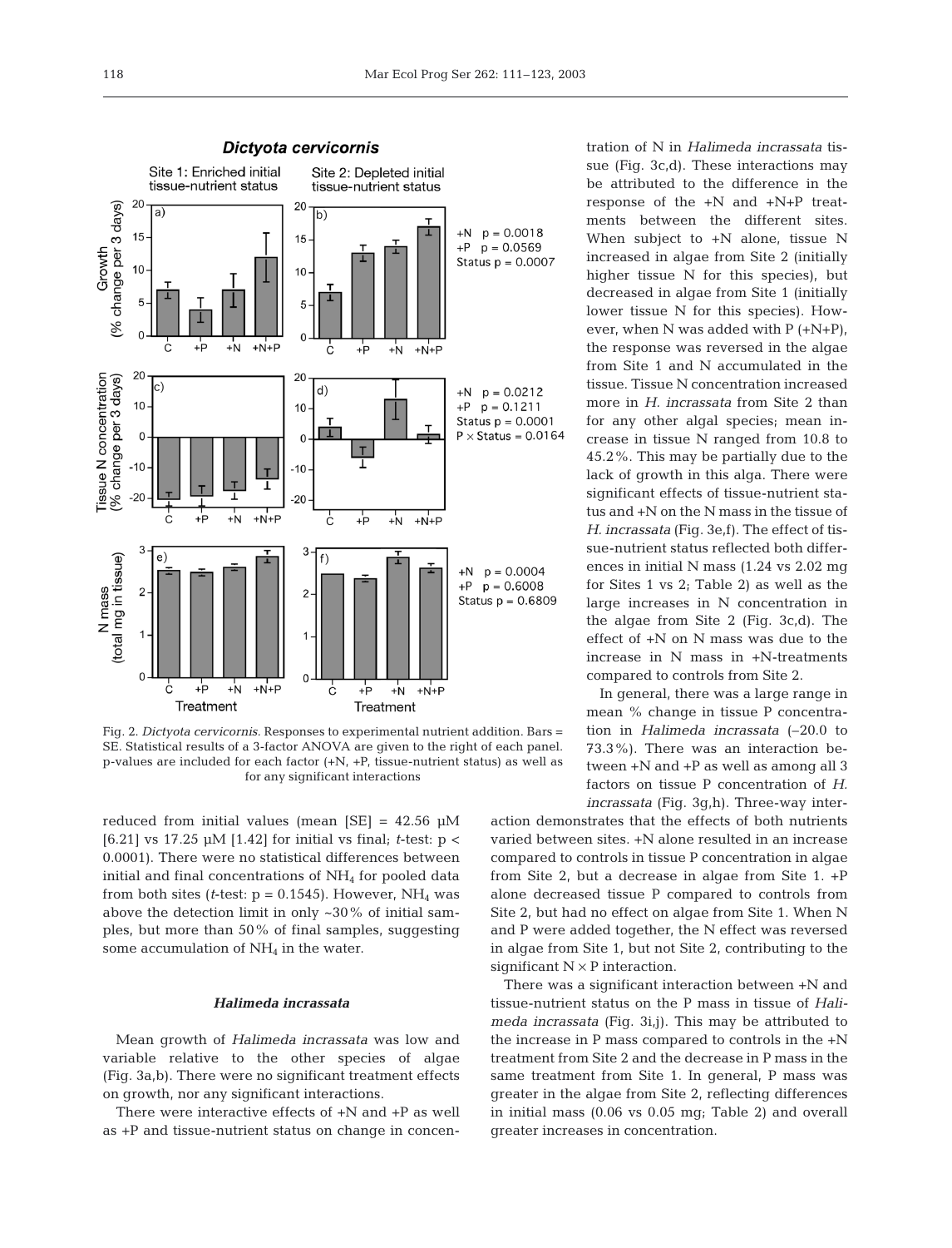Fig. 2. *Dictyota cervicornis.* Responses to experimental nutrient addition. Bars = SE. Statistical results of a 3-factor ANOVA are given to the right of each panel. p-values are included for each factor (+N, +P, tissue-nutrient status) as well as for any significant interactions

reduced from initial values (mean [SE] = 42.56 µM [6.21] vs 17.25 µM [1.42] for initial vs final; *t*-test: $p < 0.0001$). There were no statistical differences between initial and final concentrations of $NH_4$ for pooled data from both sites (*t*-test: $p = 0.1545$). However, $NH_4$ was above the detection limit in only ~30% of initial samples, but more than 50% of final samples, suggesting some accumulation of $NH_4$ in the water.

### *Halimeda incrassata*

Mean growth of *Halimeda incrassata* was low and variable relative to the other species of algae (Fig. 3a,b). There were no significant treatment effects on growth, nor any significant interactions.

There were interactive effects of +N and +P as well as +P and tissue-nutrient status on change in concentration of N in *Halimeda incrassata* tissue (Fig. 3c,d). These interactions may be attributed to the difference in the response of the +N and +N+P treatments between the different sites. When subject to +N alone, tissue N increased in algae from Site 2 (initially higher tissue N for this species), but decreased in algae from Site 1 (initially lower tissue N for this species). However, when N was added with P (+N+P), the response was reversed in the algae from Site 1 and N accumulated in the tissue. Tissue N concentration increased more in *H. incrassata* from Site 2 than for any other algal species; mean increase in tissue N ranged from 10.8 to 45.2%. This may be partially due to the lack of growth in this alga. There were significant effects of tissue-nutrient status and +N on the N mass in the tissue of *H. incrassata* (Fig. 3e,f). The effect of tissue-nutrient status reflected both differences in initial N mass (1.24 vs 2.02 mg for Sites 1 vs 2; Table 2) as well as the large increases in N concentration in the algae from Site 2 (Fig. 3c,d). The effect of +N on N mass was due to the increase in N mass in +N-treatments compared to controls from Site 2.

In general, there was a large range in mean % change in tissue P concentration in *Halimeda incrassata* (–20.0 to 73.3%). There was an interaction between +N and +P as well as among all 3 factors on tissue P concentration of *H. incrassata* (Fig. 3g,h). Three-way interaction demonstrates that the effects of both nutrients varied between sites. +N alone resulted in an increase compared to controls in tissue P concentration in algae from Site 2, but a decrease in algae from Site 1. +P alone decreased tissue P compared to controls from Site 2, but had no effect on algae from Site 1. When N and P were added together, the N effect was reversed in algae from Site 1, but not Site 2, contributing to the significant N × P interaction.

There was a significant interaction between +N and tissue-nutrient status on the P mass in tissue of *Halimeda incrassata* (Fig. 3i,j). This may be attributed to the increase in P mass compared to controls in the +N treatment from Site 2 and the decrease in P mass in the same treatment from Site 1. In general, P mass was greater in the algae from Site 2, reflecting differences in initial mass (0.06 vs 0.05 mg; Table 2) and overall greater increases in concentration.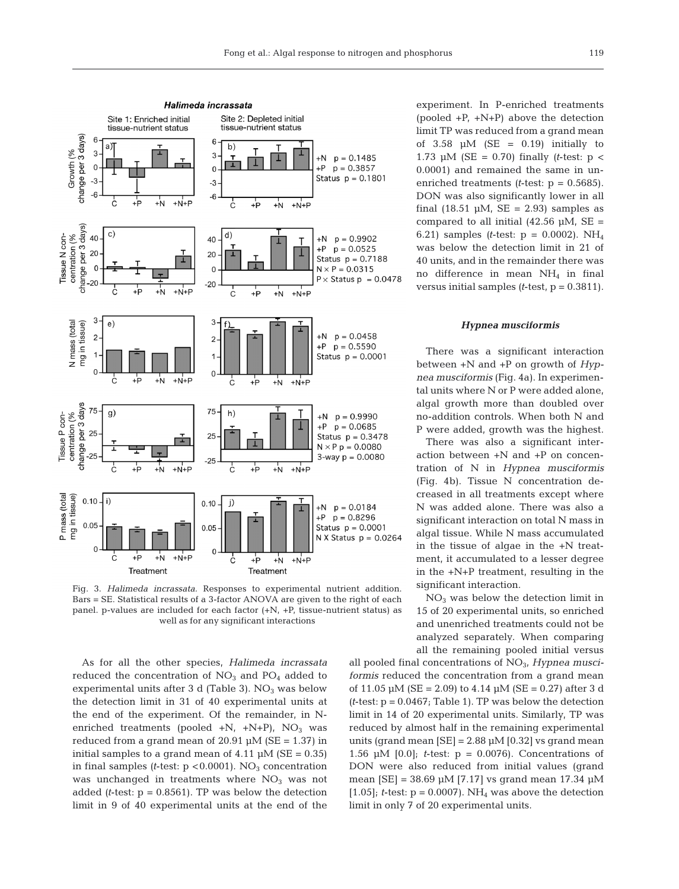Fig. 3. *Halimeda incrassata.* Responses to experimental nutrient addition. Bars = SE. Statistical results of a 3-factor ANOVA are given to the right of each panel. p-values are included for each factor (+N, +P, tissue-nutrient status) as well as for any significant interactions

As for all the other species, *Halimeda incrassata* reduced the concentration of $NO_3$ and $PO_4$ added to experimental units after 3 d (Table 3). $NO_3$ was below the detection limit in 31 of 40 experimental units at the end of the experiment. Of the remainder, in N-enriched treatments (pooled +N, +N+P), $NO_3$ was reduced from a grand mean of 20.91 µM (SE = 1.37) in initial samples to a grand mean of 4.11 µM (SE = 0.35) in final samples (*t*-test: $p < 0.0001$). $NO_3$ concentration was unchanged in treatments where $NO_3$ was not added (*t*-test: $p = 0.8561$). TP was below the detection limit in 9 of 40 experimental units at the end of the experiment. In P-enriched treatments (pooled +P, +N+P) above the detection limit TP was reduced from a grand mean of 3.58 µM (SE = 0.19) initially to 1.73 µM (SE = 0.70) finally (*t*-test: $p < 0.0001$) and remained the same in unenriched treatments (*t*-test: $p = 0.5685$). DON was also significantly lower in all final (18.51 µM, SE = 2.93) samples as compared to all initial (42.56 µM, SE = 6.21) samples (*t*-test: $p = 0.0002$). $NH_4$ was below the detection limit in 21 of 40 units, and in the remainder there was no difference in mean $NH_4$ in final versus initial samples (*t*-test, $p = 0.3811$).

### *Hypnea musciformis*

There was a significant interaction between +N and +P on growth of *Hypnea musciformis* (Fig. 4a). In experimental units where N or P were added alone, algal growth more than doubled over no-addition controls. When both N and P were added, growth was the highest.

There was also a significant interaction between +N and +P on concentration of N in *Hypnea musciformis* (Fig. 4b). Tissue N concentration decreased in all treatments except where N was added alone. There was also a significant interaction on total N mass in algal tissue. While N mass accumulated in the tissue of algae in the +N treatment, it accumulated to a lesser degree in the +N+P treatment, resulting in the significant interaction.

$NO_3$ was below the detection limit in 15 of 20 experimental units, so enriched and unenriched treatments could not be analyzed separately. When comparing all the remaining pooled initial versus all pooled final concentrations of $NO_3$, *Hypnea musciformis* reduced the concentration from a grand mean of 11.05 µM (SE = 2.09) to 4.14 µM (SE = 0.27) after 3 d (*t*-test: $p = 0.0467$; Table 1). TP was below the detection limit in 14 of 20 experimental units. Similarly, TP was reduced by almost half in the remaining experimental units (grand mean [SE] = 2.88 µM [0.32] vs grand mean 1.56 µM [0.0]; *t*-test: $p = 0.0076$). Concentrations of DON were also reduced from initial values (grand mean [SE] = 38.69 µM [7.17] vs grand mean 17.34 µM [1.05]; *t*-test: $p = 0.0007$). $NH_4$ was above the detection limit in only 7 of 20 experimental units.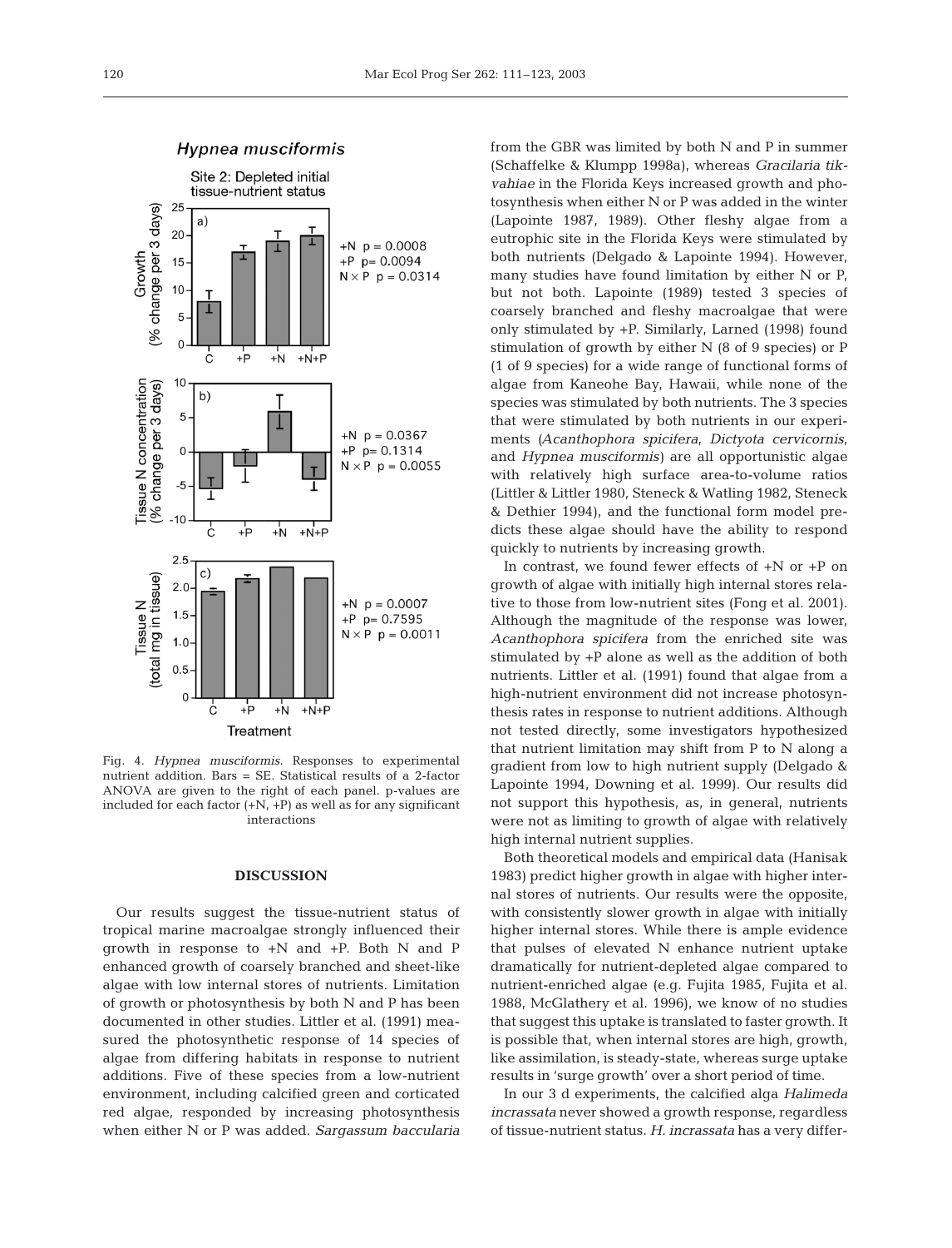Fig. 4. *Hypnea musciformis.* Responses to experimental nutrient addition. Bars = SE. Statistical results of a 2-factor ANOVA are given to the right of each panel. p-values are included for each factor (+N, +P) as well as for any significant interactions

## DISCUSSION

Our results suggest the tissue-nutrient status of tropical marine macroalgae strongly influenced their growth in response to +N and +P. Both N and P enhanced growth of coarsely branched and sheet-like algae with low internal stores of nutrients. Limitation of growth or photosynthesis by both N and P has been documented in other studies. Littler et al. (1991) measured the photosynthetic response of 14 species of algae from differing habitats in response to nutrient additions. Five of these species from a low-nutrient environment, including calcified green and corticated red algae, responded by increasing photosynthesis when either N or P was added. *Sargassum baccularia* from the GBR was limited by both N and P in summer (Schaffelke & Klumpp 1998a), whereas *Gracilaria tikvahiae* in the Florida Keys increased growth and photosynthesis when either N or P was added in the winter (Lapointe 1987, 1989). Other fleshy algae from a eutrophic site in the Florida Keys were stimulated by both nutrients (Delgado & Lapointe 1994). However, many studies have found limitation by either N or P, but not both. Lapointe (1989) tested 3 species of coarsely branched and fleshy macroalgae that were only stimulated by +P. Similarly, Larned (1998) found stimulation of growth by either N (8 of 9 species) or P (1 of 9 species) for a wide range of functional forms of algae from Kaneohe Bay, Hawaii, while none of the species was stimulated by both nutrients. The 3 species that were stimulated by both nutrients in our experiments (*Acanthophora spicifera*, *Dictyota cervicornis*, and *Hypnea musciformis*) are all opportunistic algae with relatively high surface area-to-volume ratios (Littler & Littler 1980, Steneck & Watling 1982, Steneck & Dethier 1994), and the functional form model predicts these algae should have the ability to respond quickly to nutrients by increasing growth.

In contrast, we found fewer effects of +N or +P on growth of algae with initially high internal stores relative to those from low-nutrient sites (Fong et al. 2001). Although the magnitude of the response was lower, *Acanthophora spicifera* from the enriched site was stimulated by +P alone as well as the addition of both nutrients. Littler et al. (1991) found that algae from a high-nutrient environment did not increase photosynthesis rates in response to nutrient additions. Although not tested directly, some investigators hypothesized that nutrient limitation may shift from P to N along a gradient from low to high nutrient supply (Delgado & Lapointe 1994, Downing et al. 1999). Our results did not support this hypothesis, as, in general, nutrients were not as limiting to growth of algae with relatively high internal nutrient supplies.

Both theoretical models and empirical data (Hanisak 1983) predict higher growth in algae with higher internal stores of nutrients. Our results were the opposite, with consistently slower growth in algae with initially higher internal stores. While there is ample evidence that pulses of elevated N enhance nutrient uptake dramatically for nutrient-depleted algae compared to nutrient-enriched algae (e.g. Fujita 1985, Fujita et al. 1988, McGlathery et al. 1996), we know of no studies that suggest this uptake is translated to faster growth. It is possible that, when internal stores are high, growth, like assimilation, is steady-state, whereas surge uptake results in 'surge growth' over a short period of time.

In our 3 d experiments, the calcified alga *Halimeda incrassata* never showed a growth response, regardless of tissue-nutrient status. *H. incrassata* has a very differ-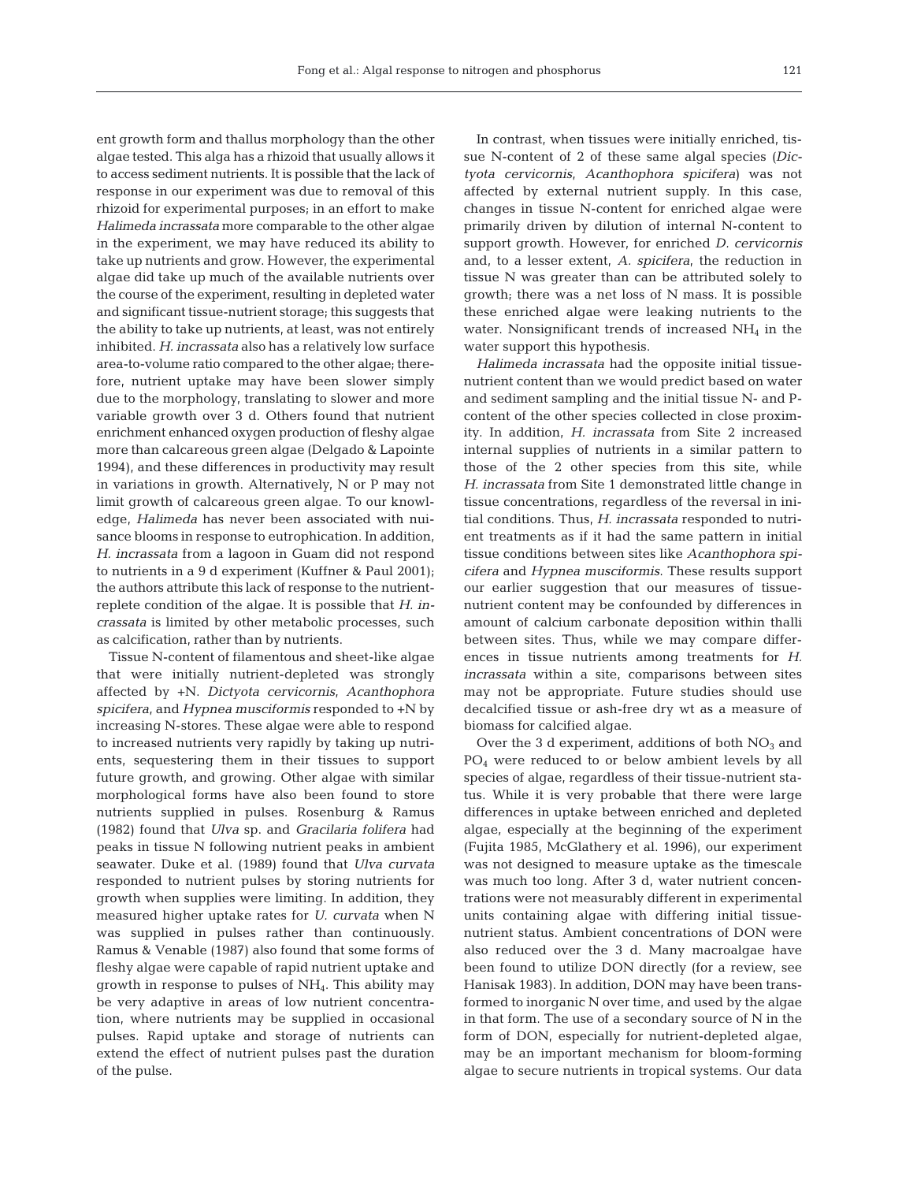ent growth form and thallus morphology than the other algae tested. This alga has a rhizoid that usually allows it to access sediment nutrients. It is possible that the lack of response in our experiment was due to removal of this rhizoid for experimental purposes; in an effort to make *Halimeda incrassata* more comparable to the other algae in the experiment, we may have reduced its ability to take up nutrients and grow. However, the experimental algae did take up much of the available nutrients over the course of the experiment, resulting in depleted water and significant tissue-nutrient storage; this suggests that the ability to take up nutrients, at least, was not entirely inhibited. *H. incrassata* also has a relatively low surface area-to-volume ratio compared to the other algae; therefore, nutrient uptake may have been slower simply due to the morphology, translating to slower and more variable growth over 3 d. Others found that nutrient enrichment enhanced oxygen production of fleshy algae more than calcareous green algae (Delgado & Lapointe 1994), and these differences in productivity may result in variations in growth. Alternatively, N or P may not limit growth of calcareous green algae. To our knowledge, *Halimeda* has never been associated with nuisance blooms in response to eutrophication. In addition, *H. incrassata* from a lagoon in Guam did not respond to nutrients in a 9 d experiment (Kuffner & Paul 2001); the authors attribute this lack of response to the nutrient-replete condition of the algae. It is possible that *H. incrassata* is limited by other metabolic processes, such as calcification, rather than by nutrients.

Tissue N-content of filamentous and sheet-like algae that were initially nutrient-depleted was strongly affected by +N. *Dictyota cervicornis*, *Acanthophora spicifera*, and *Hypnea musciformis* responded to +N by increasing N-stores. These algae were able to respond to increased nutrients very rapidly by taking up nutrients, sequestering them in their tissues to support future growth, and growing. Other algae with similar morphological forms have also been found to store nutrients supplied in pulses. Rosenburg & Ramus (1982) found that *Ulva* sp. and *Gracilaria folifera* had peaks in tissue N following nutrient peaks in ambient seawater. Duke et al. (1989) found that *Ulva curvata* responded to nutrient pulses by storing nutrients for growth when supplies were limiting. In addition, they measured higher uptake rates for *U. curvata* when N was supplied in pulses rather than continuously. Ramus & Venable (1987) also found that some forms of fleshy algae were capable of rapid nutrient uptake and growth in response to pulses of $NH_4$. This ability may be very adaptive in areas of low nutrient concentration, where nutrients may be supplied in occasional pulses. Rapid uptake and storage of nutrients can extend the effect of nutrient pulses past the duration of the pulse.

In contrast, when tissues were initially enriched, tissue N-content of 2 of these same algal species (*Dictyota cervicornis*, *Acanthophora spicifera*) was not affected by external nutrient supply. In this case, changes in tissue N-content for enriched algae were primarily driven by dilution of internal N-content to support growth. However, for enriched *D. cervicornis* and, to a lesser extent, *A. spicifera*, the reduction in tissue N was greater than can be attributed solely to growth; there was a net loss of N mass. It is possible these enriched algae were leaking nutrients to the water. Nonsignificant trends of increased $NH_4$ in the water support this hypothesis.

*Halimeda incrassata* had the opposite initial tissue-nutrient content than we would predict based on water and sediment sampling and the initial tissue N- and P-content of the other species collected in close proximity. In addition, *H. incrassata* from Site 2 increased internal supplies of nutrients in a similar pattern to those of the 2 other species from this site, while *H. incrassata* from Site 1 demonstrated little change in tissue concentrations, regardless of the reversal in initial conditions. Thus, *H. incrassata* responded to nutrient treatments as if it had the same pattern in initial tissue conditions between sites like *Acanthophora spicifera* and *Hypnea musciformis*. These results support our earlier suggestion that our measures of tissue-nutrient content may be confounded by differences in amount of calcium carbonate deposition within thalli between sites. Thus, while we may compare differences in tissue nutrients among treatments for *H. incrassata* within a site, comparisons between sites may not be appropriate. Future studies should use decalcified tissue or ash-free dry wt as a measure of biomass for calcified algae.

Over the 3 d experiment, additions of both $NO_3$ and $PO_4$ were reduced to or below ambient levels by all species of algae, regardless of their tissue-nutrient status. While it is very probable that there were large differences in uptake between enriched and depleted algae, especially at the beginning of the experiment (Fujita 1985, McGlathery et al. 1996), our experiment was not designed to measure uptake as the timescale was much too long. After 3 d, water nutrient concentrations were not measurably different in experimental units containing algae with differing initial tissue-nutrient status. Ambient concentrations of DON were also reduced over the 3 d. Many macroalgae have been found to utilize DON directly (for a review, see Hanisak 1983). In addition, DON may have been transformed to inorganic N over time, and used by the algae in that form. The use of a secondary source of N in the form of DON, especially for nutrient-depleted algae, may be an important mechanism for bloom-forming algae to secure nutrients in tropical systems. Our data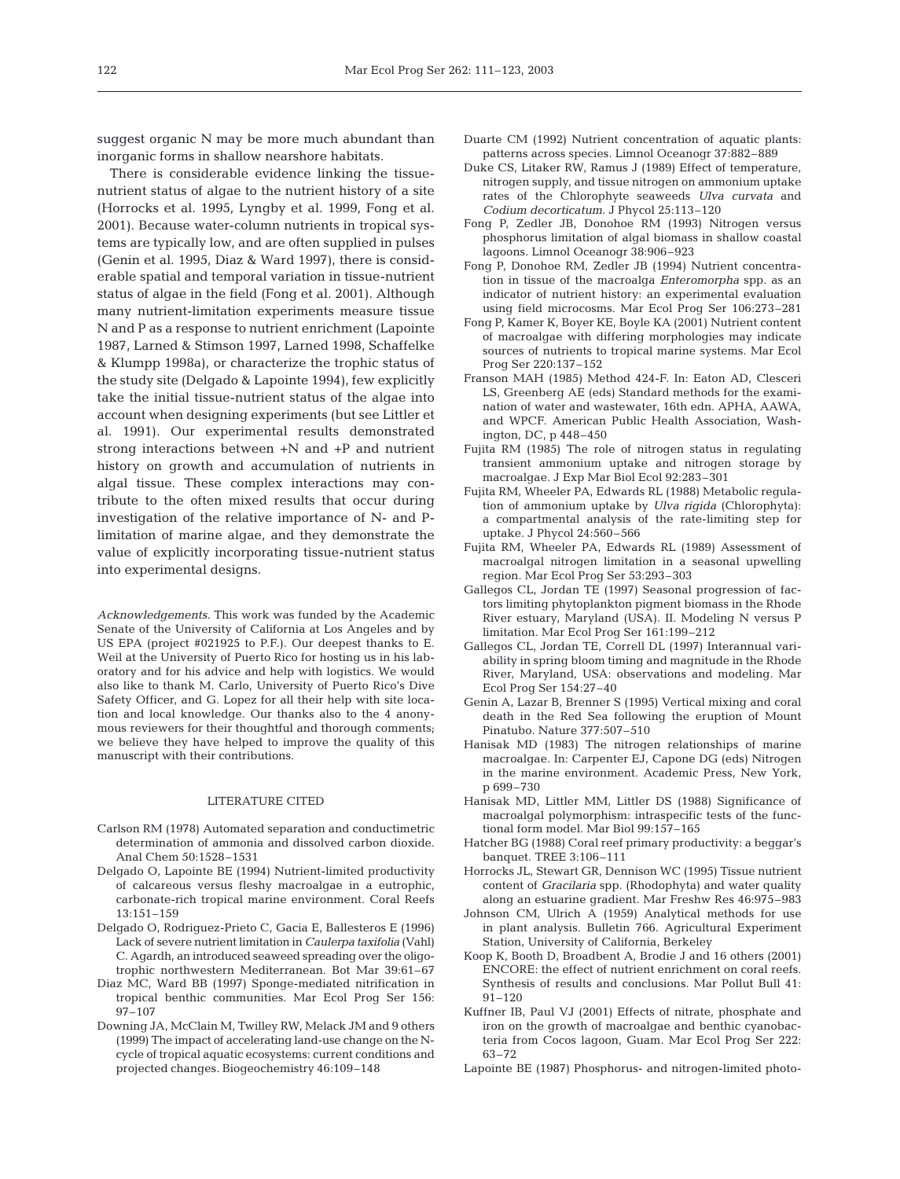suggest organic N may be more much abundant than inorganic forms in shallow nearshore habitats.

There is considerable evidence linking the tissue-nutrient status of algae to the nutrient history of a site (Horrocks et al. 1995, Lyngby et al. 1999, Fong et al. 2001). Because water-column nutrients in tropical systems are typically low, and are often supplied in pulses (Genin et al. 1995, Diaz & Ward 1997), there is considerable spatial and temporal variation in tissue-nutrient status of algae in the field (Fong et al. 2001). Although many nutrient-limitation experiments measure tissue N and P as a response to nutrient enrichment (Lapointe 1987, Larned & Stimson 1997, Larned 1998, Schaffelke & Klumpp 1998a), or characterize the trophic status of the study site (Delgado & Lapointe 1994), few explicitly take the initial tissue-nutrient status of the algae into account when designing experiments (but see Littler et al. 1991). Our experimental results demonstrated strong interactions between +N and +P and nutrient history on growth and accumulation of nutrients in algal tissue. These complex interactions may contribute to the often mixed results that occur during investigation of the relative importance of N- and P-limitation of marine algae, and they demonstrate the value of explicitly incorporating tissue-nutrient status into experimental designs.

*Acknowledgements.* This work was funded by the Academic Senate of the University of California at Los Angeles and by US EPA (project #021925 to P.F.). Our deepest thanks to E. Weil at the University of Puerto Rico for hosting us in his laboratory and for his advice and help with logistics. We would also like to thank M. Carlo, University of Puerto Rico's Dive Safety Officer, and G. Lopez for all their help with site location and local knowledge. Our thanks also to the 4 anonymous reviewers for their thoughtful and thorough comments; we believe they have helped to improve the quality of this manuscript with their contributions.

## LITERATURE CITED

- Carlson RM (1978) Automated separation and conductimetric determination of ammonia and dissolved carbon dioxide. Anal Chem 50:1528–1531
- Delgado O, Lapointe BE (1994) Nutrient-limited productivity of calcareous versus fleshy macroalgae in a eutrophic, carbonate-rich tropical marine environment. Coral Reefs 13:151–159
- Delgado O, Rodriguez-Prieto C, Gacia E, Ballesteros E (1996) Lack of severe nutrient limitation in *Caulerpa taxifolia* (Vahl) C. Agardh, an introduced seaweed spreading over the oligotrophic northwestern Mediterranean. Bot Mar 39:61–67
- Diaz MC, Ward BB (1997) Sponge-mediated nitrification in tropical benthic communities. Mar Ecol Prog Ser 156: 97–107
- Downing JA, McClain M, Twilley RW, Melack JM and 9 others (1999) The impact of accelerating land-use change on the N-cycle of tropical aquatic ecosystems: current conditions and projected changes. Biogeochemistry 46:109–148
- Duarte CM (1992) Nutrient concentration of aquatic plants: patterns across species. Limnol Oceanogr 37:882–889
- Duke CS, Litaker RW, Ramus J (1989) Effect of temperature, nitrogen supply, and tissue nitrogen on ammonium uptake rates of the Chlorophyte seaweeds *Ulva curvata* and *Codium decorticatum*. J Phycol 25:113–120
- Fong P, Zedler JB, Donohoe RM (1993) Nitrogen versus phosphorus limitation of algal biomass in shallow coastal lagoons. Limnol Oceanogr 38:906–923
- Fong P, Donohoe RM, Zedler JB (1994) Nutrient concentration in tissue of the macroalga *Enteromorpha* spp. as an indicator of nutrient history: an experimental evaluation using field microcosms. Mar Ecol Prog Ser 106:273–281
- Fong P, Kamer K, Boyer KE, Boyle KA (2001) Nutrient content of macroalgae with differing morphologies may indicate sources of nutrients to tropical marine systems. Mar Ecol Prog Ser 220:137–152
- Franson MAH (1985) Method 424-F. In: Eaton AD, Clesceri LS, Greenberg AE (eds) Standard methods for the examination of water and wastewater, 16th edn. APHA, AAWA, and WPCF. American Public Health Association, Washington, DC, p 448–450
- Fujita RM (1985) The role of nitrogen status in regulating transient ammonium uptake and nitrogen storage by macroalgae. J Exp Mar Biol Ecol 92:283–301
- Fujita RM, Wheeler PA, Edwards RL (1988) Metabolic regulation of ammonium uptake by *Ulva rigida* (Chlorophyta): a compartmental analysis of the rate-limiting step for uptake. J Phycol 24:560–566
- Fujita RM, Wheeler PA, Edwards RL (1989) Assessment of macroalgal nitrogen limitation in a seasonal upwelling region. Mar Ecol Prog Ser 53:293–303
- Gallegos CL, Jordan TE (1997) Seasonal progression of factors limiting phytoplankton pigment biomass in the Rhode River estuary, Maryland (USA). II. Modeling N versus P limitation. Mar Ecol Prog Ser 161:199–212
- Gallegos CL, Jordan TE, Correll DL (1997) Interannual variability in spring bloom timing and magnitude in the Rhode River, Maryland, USA: observations and modeling. Mar Ecol Prog Ser 154:27–40
- Genin A, Lazar B, Brenner S (1995) Vertical mixing and coral death in the Red Sea following the eruption of Mount Pinatubo. Nature 377:507–510
- Hanisak MD (1983) The nitrogen relationships of marine macroalgae. In: Carpenter EJ, Capone DG (eds) Nitrogen in the marine environment. Academic Press, New York, p 699–730
- Hanisak MD, Littler MM, Littler DS (1988) Significance of macroalgal polymorphism: intraspecific tests of the functional form model. Mar Biol 99:157–165
- Hatcher BG (1988) Coral reef primary productivity: a beggar's banquet. TREE 3:106–111
- Horrocks JL, Stewart GR, Dennison WC (1995) Tissue nutrient content of *Gracilaria* spp. (Rhodophyta) and water quality along an estuarine gradient. Mar Freshw Res 46:975–983
- Johnson CM, Ulrich A (1959) Analytical methods for use in plant analysis. Bulletin 766. Agricultural Experiment Station, University of California, Berkeley
- Koop K, Booth D, Broadbent A, Brodie J and 16 others (2001) ENCORE: the effect of nutrient enrichment on coral reefs. Synthesis of results and conclusions. Mar Pollut Bull 41: 91–120
- Kuffner IB, Paul VJ (2001) Effects of nitrate, phosphate and iron on the growth of macroalgae and benthic cyanobacteria from Cocos lagoon, Guam. Mar Ecol Prog Ser 222: 63–72
- Lapointe BE (1987) Phosphorus- and nitrogen-limited photo-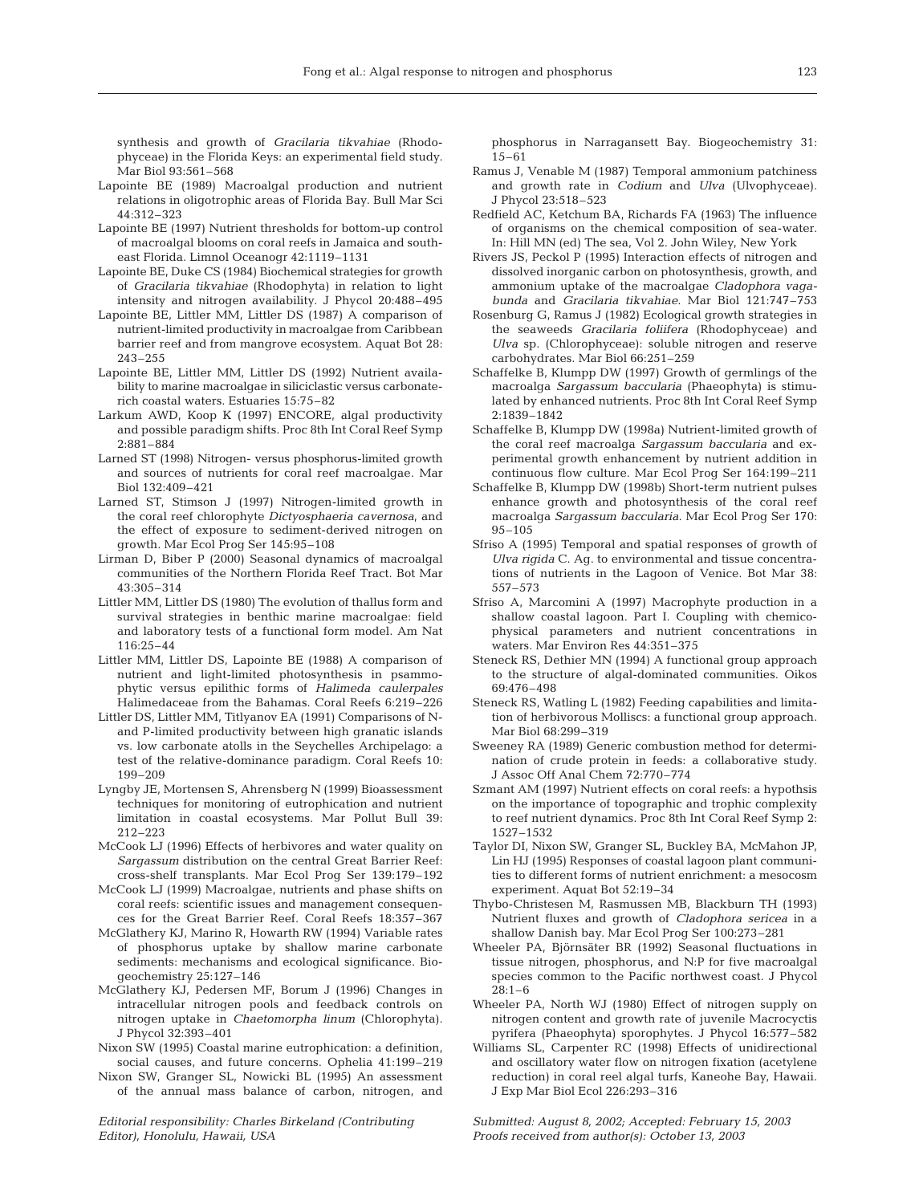synthesis and growth of *Gracilaria tikvahiae* (Rhodophyceae) in the Florida Keys: an experimental field study. Mar Biol 93:561–568

Lapointe BE (1989) Macroalgal production and nutrient relations in oligotrophic areas of Florida Bay. Bull Mar Sci 44:312–323

Lapointe BE (1997) Nutrient thresholds for bottom-up control of macroalgal blooms on coral reefs in Jamaica and southeast Florida. Limnol Oceanogr 42:1119–1131

Lapointe BE, Duke CS (1984) Biochemical strategies for growth of *Gracilaria tikvahiae* (Rhodophyta) in relation to light intensity and nitrogen availability. J Phycol 20:488–495

Lapointe BE, Littler MM, Littler DS (1987) A comparison of nutrient-limited productivity in macroalgae from Caribbean barrier reef and from mangrove ecosystem. Aquat Bot 28: 243–255

Lapointe BE, Littler MM, Littler DS (1992) Nutrient availability to marine macroalgae in siliciclastic versus carbonate-rich coastal waters. Estuaries 15:75–82

Larkum AWD, Koop K (1997) ENCORE, algal productivity and possible paradigm shifts. Proc 8th Int Coral Reef Symp 2:881–884

Larned ST (1998) Nitrogen- versus phosphorus-limited growth and sources of nutrients for coral reef macroalgae. Mar Biol 132:409–421

Larned ST, Stimson J (1997) Nitrogen-limited growth in the coral reef chlorophyte *Dictyosphaeria cavernosa*, and the effect of exposure to sediment-derived nitrogen on growth. Mar Ecol Prog Ser 145:95–108

Lirman D, Biber P (2000) Seasonal dynamics of macroalgal communities of the Northern Florida Reef Tract. Bot Mar 43:305–314

Littler MM, Littler DS (1980) The evolution of thallus form and survival strategies in benthic marine macroalgae: field and laboratory tests of a functional form model. Am Nat 116:25–44

Littler MM, Littler DS, Lapointe BE (1988) A comparison of nutrient and light-limited photosynthesis in psammophytic versus epilithic forms of *Halimeda caulerpales* Halimedaceae from the Bahamas. Coral Reefs 6:219–226

Littler DS, Littler MM, Titlyanov EA (1991) Comparisons of N- and P-limited productivity between high granatic islands vs. low carbonate atolls in the Seychelles Archipelago: a test of the relative-dominance paradigm. Coral Reefs 10: 199–209

Lyngby JE, Mortensen S, Ahrensberg N (1999) Bioassessment techniques for monitoring of eutrophication and nutrient limitation in coastal ecosystems. Mar Pollut Bull 39: 212–223

McCook LJ (1996) Effects of herbivores and water quality on *Sargassum* distribution on the central Great Barrier Reef: cross-shelf transplants. Mar Ecol Prog Ser 139:179–192

McCook LJ (1999) Macroalgae, nutrients and phase shifts on coral reefs: scientific issues and management consequences for the Great Barrier Reef. Coral Reefs 18:357–367

McGlathery KJ, Marino R, Howarth RW (1994) Variable rates of phosphorus uptake by shallow marine carbonate sediments: mechanisms and ecological significance. Biogeochemistry 25:127–146

McGlathery KJ, Pedersen MF, Borum J (1996) Changes in intracellular nitrogen pools and feedback controls on nitrogen uptake in *Chaetomorpha linum* (Chlorophyta). J Phycol 32:393–401

Nixon SW (1995) Coastal marine eutrophication: a definition, social causes, and future concerns. Ophelia 41:199–219

Nixon SW, Granger SL, Nowicki BL (1995) An assessment of the annual mass balance of carbon, nitrogen, and phosphorus in Narragansett Bay. Biogeochemistry 31: 15–61

Ramus J, Venable M (1987) Temporal ammonium patchiness and growth rate in *Codium* and *Ulva* (Ulvophyceae). J Phycol 23:518–523

Redfield AC, Ketchum BA, Richards FA (1963) The influence of organisms on the chemical composition of sea-water. In: Hill MN (ed) The sea, Vol 2. John Wiley, New York

Rivers JS, Peckol P (1995) Interaction effects of nitrogen and dissolved inorganic carbon on photosynthesis, growth, and ammonium uptake of the macroalgae *Cladophora vagabunda* and *Gracilaria tikvahiae*. Mar Biol 121:747–753

Rosenburg G, Ramus J (1982) Ecological growth strategies in the seaweeds *Gracilaria foliifera* (Rhodophyceae) and *Ulva* sp. (Chlorophyceae): soluble nitrogen and reserve carbohydrates. Mar Biol 66:251–259

Schaffelke B, Klumpp DW (1997) Growth of germlings of the macroalga *Sargassum baccularia* (Phaeophyta) is stimulated by enhanced nutrients. Proc 8th Int Coral Reef Symp 2:1839–1842

Schaffelke B, Klumpp DW (1998a) Nutrient-limited growth of the coral reef macroalga *Sargassum baccularia* and experimental growth enhancement by nutrient addition in continuous flow culture. Mar Ecol Prog Ser 164:199–211

Schaffelke B, Klumpp DW (1998b) Short-term nutrient pulses enhance growth and photosynthesis of the coral reef macroalga *Sargassum baccularia*. Mar Ecol Prog Ser 170: 95–105

Sfriso A (1995) Temporal and spatial responses of growth of *Ulva rigida* C. Ag. to environmental and tissue concentrations of nutrients in the Lagoon of Venice. Bot Mar 38: 557–573

Sfriso A, Marcomini A (1997) Macrophyte production in a shallow coastal lagoon. Part I. Coupling with chemico-physical parameters and nutrient concentrations in waters. Mar Environ Res 44:351–375

Steneck RS, Dethier MN (1994) A functional group approach to the structure of algal-dominated communities. Oikos 69:476–498

Steneck RS, Watling L (1982) Feeding capabilities and limitation of herbivorous Molliscs: a functional group approach. Mar Biol 68:299–319

Sweeney RA (1989) Generic combustion method for determination of crude protein in feeds: a collaborative study. J Assoc Off Anal Chem 72:770–774

Szmant AM (1997) Nutrient effects on coral reefs: a hypothsis on the importance of topographic and trophic complexity to reef nutrient dynamics. Proc 8th Int Coral Reef Symp 2: 1527–1532

Taylor DI, Nixon SW, Granger SL, Buckley BA, McMahon JP, Lin HJ (1995) Responses of coastal lagoon plant communities to different forms of nutrient enrichment: a mesocosm experiment. Aquat Bot 52:19–34

Thybo-Christesen M, Rasmussen MB, Blackburn TH (1993) Nutrient fluxes and growth of *Cladophora sericea* in a shallow Danish bay. Mar Ecol Prog Ser 100:273–281

Wheeler PA, Björnsäter BR (1992) Seasonal fluctuations in tissue nitrogen, phosphorus, and N:P for five macroalgal species common to the Pacific northwest coast. J Phycol 28:1–6

Wheeler PA, North WJ (1980) Effect of nitrogen supply on nitrogen content and growth rate of juvenile Macrocystis pyrifera (Phaeophyta) sporophytes. J Phycol 16:577–582

Williams SL, Carpenter RC (1998) Effects of unidirectional and oscillatory water flow on nitrogen fixation (acetylene reduction) in coral reel algal turfs, Kaneohe Bay, Hawaii. J Exp Mar Biol Ecol 226:293–316

*Editorial responsibility: Charles Birkeland (Contributing Editor), Honolulu, Hawaii, USA*

*Submitted: August 8, 2002; Accepted: February 15, 2003*
*Proofs received from author(s): October 13, 2003*